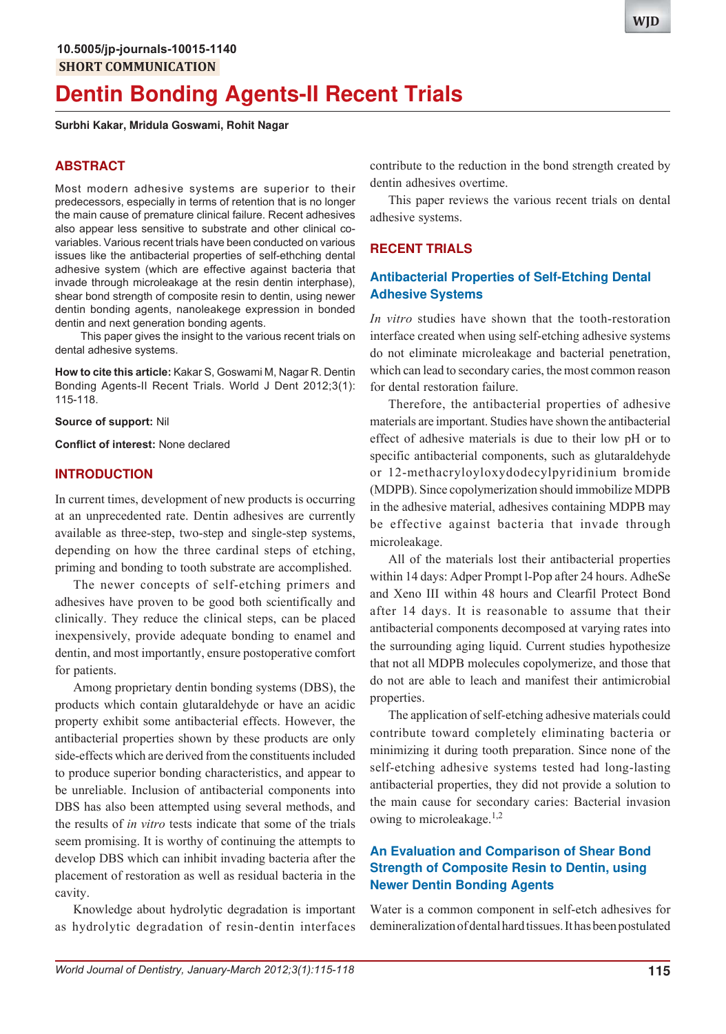10.5005/jp-journals-10015-1140

SHORT COMMUNICATION

# Dentin Bonding Agents-II Recent Trials

**Surbhi Kakar, Mridula Goswami, Rohit Nagar**

## ABSTRACT

Most modern adhesive systems are superior to their predecessors, especially in terms of retention that is no longer the main cause of premature clinical failure. Recent adhesives also appear less sensitive to substrate and other clinical co-variables. Various recent trials have been conducted on various issues like the antibacterial properties of self-ethching dental adhesive system (which are effective against bacteria that invade through microleakage at the resin dentin interphase), shear bond strength of composite resin to dentin, using newer dentin bonding agents, nanoleakege expression in bonded dentin and next generation bonding agents.

This paper gives the insight to the various recent trials on dental adhesive systems.

**How to cite this article:** Kakar S, Goswami M, Nagar R. Dentin Bonding Agents-II Recent Trials. World J Dent 2012;3(1): 115-118.

**Source of support:** Nil

**Conflict of interest:** None declared

## INTRODUCTION

In current times, development of new products is occurring at an unprecedented rate. Dentin adhesives are currently available as three-step, two-step and single-step systems, depending on how the three cardinal steps of etching, priming and bonding to tooth substrate are accomplished.

The newer concepts of self-etching primers and adhesives have proven to be good both scientifically and clinically. They reduce the clinical steps, can be placed inexpensively, provide adequate bonding to enamel and dentin, and most importantly, ensure postoperative comfort for patients.

Among proprietary dentin bonding systems (DBS), the products which contain glutaraldehyde or have an acidic property exhibit some antibacterial effects. However, the antibacterial properties shown by these products are only side-effects which are derived from the constituents included to produce superior bonding characteristics, and appear to be unreliable. Inclusion of antibacterial components into DBS has also been attempted using several methods, and the results of *in vitro* tests indicate that some of the trials seem promising. It is worthy of continuing the attempts to develop DBS which can inhibit invading bacteria after the placement of restoration as well as residual bacteria in the cavity.

Knowledge about hydrolytic degradation is important as hydrolytic degradation of resin-dentin interfaces contribute to the reduction in the bond strength created by dentin adhesives overtime.

This paper reviews the various recent trials on dental adhesive systems.

## RECENT TRIALS

### Antibacterial Properties of Self-Etching Dental Adhesive Systems

*In vitro* studies have shown that the tooth-restoration interface created when using self-etching adhesive systems do not eliminate microleakage and bacterial penetration, which can lead to secondary caries, the most common reason for dental restoration failure.

Therefore, the antibacterial properties of adhesive materials are important. Studies have shown the antibacterial effect of adhesive materials is due to their low pH or to specific antibacterial components, such as glutaraldehyde or 12-methacryloyloxydodecylpyridinium bromide (MDPB). Since copolymerization should immobilize MDPB in the adhesive material, adhesives containing MDPB may be effective against bacteria that invade through microleakage.

All of the materials lost their antibacterial properties within 14 days: Adper Prompt l-Pop after 24 hours. AdheSe and Xeno III within 48 hours and Clearfil Protect Bond after 14 days. It is reasonable to assume that their antibacterial components decomposed at varying rates into the surrounding aging liquid. Current studies hypothesize that not all MDPB molecules copolymerize, and those that do not are able to leach and manifest their antimicrobial properties.

The application of self-etching adhesive materials could contribute toward completely eliminating bacteria or minimizing it during tooth preparation. Since none of the self-etching adhesive systems tested had long-lasting antibacterial properties, they did not provide a solution to the main cause for secondary caries: Bacterial invasion owing to microleakage.[1,2]

### An Evaluation and Comparison of Shear Bond Strength of Composite Resin to Dentin, using Newer Dentin Bonding Agents

Water is a common component in self-etch adhesives for demineralization of dental hard tissues. It has been postulated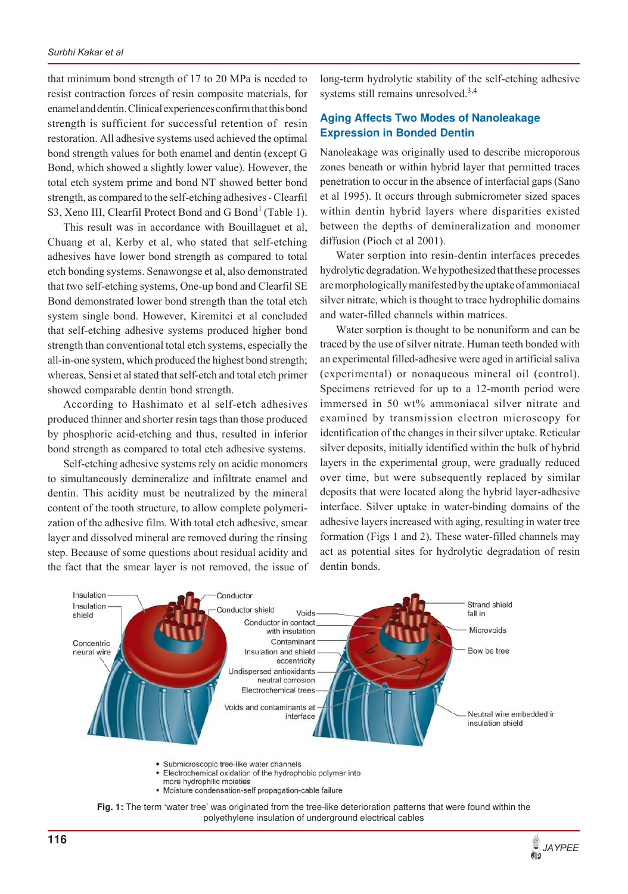that minimum bond strength of 17 to 20 MPa is needed to resist contraction forces of resin composite materials, for enamel and dentin. Clinical experiences confirm that this bond strength is sufficient for successful retention of resin restoration. All adhesive systems used achieved the optimal bond strength values for both enamel and dentin (except G Bond, which showed a slightly lower value). However, the total etch system prime and bond NT showed better bond strength, as compared to the self-etching adhesives - Clearfil S3, Xeno III, Clearfil Protect Bond and G Bond[1] (Table 1).

This result was in accordance with Bouillaguet et al, Chuang et al, Kerby et al, who stated that self-etching adhesives have lower bond strength as compared to total etch bonding systems. Senawongse et al, also demonstrated that two self-etching systems, One-up bond and Clearfil SE Bond demonstrated lower bond strength than the total etch system single bond. However, Kiremitci et al concluded that self-etching adhesive systems produced higher bond strength than conventional total etch systems, especially the all-in-one system, which produced the highest bond strength; whereas, Sensi et al stated that self-etch and total etch primer showed comparable dentin bond strength.

According to Hashimato et al self-etch adhesives produced thinner and shorter resin tags than those produced by phosphoric acid-etching and thus, resulted in inferior bond strength as compared to total etch adhesive systems.

Self-etching adhesive systems rely on acidic monomers to simultaneously demineralize and infiltrate enamel and dentin. This acidity must be neutralized by the mineral content of the tooth structure, to allow complete polymerization of the adhesive film. With total etch adhesive, smear layer and dissolved mineral are removed during the rinsing step. Because of some questions about residual acidity and the fact that the smear layer is not removed, the issue of long-term hydrolytic stability of the self-etching adhesive systems still remains unresolved.[3,4]

## Aging Affects Two Modes of Nanoleakage Expression in Bonded Dentin

Nanoleakage was originally used to describe microporous zones beneath or within hybrid layer that permitted traces penetration to occur in the absence of interfacial gaps (Sano et al 1995). It occurs through submicrometer sized spaces within dentin hybrid layers where disparities existed between the depths of demineralization and monomer diffusion (Pioch et al 2001).

Water sorption into resin-dentin interfaces precedes hydrolytic degradation. We hypothesized that these processes are morphologically manifested by the uptake of ammoniacal silver nitrate, which is thought to trace hydrophilic domains and water-filled channels within matrices.

Water sorption is thought to be nonuniform and can be traced by the use of silver nitrate. Human teeth bonded with an experimental filled-adhesive were aged in artificial saliva (experimental) or nonaqueous mineral oil (control). Specimens retrieved for up to a 12-month period were immersed in 50 wt% ammoniacal silver nitrate and examined by transmission electron microscopy for identification of the changes in their silver uptake. Reticular silver deposits, initially identified within the bulk of hybrid layers in the experimental group, were gradually reduced over time, but were subsequently replaced by similar deposits that were located along the hybrid layer-adhesive interface. Silver uptake in water-binding domains of the adhesive layers increased with aging, resulting in water tree formation (Figs 1 and 2). These water-filled channels may act as potential sites for hydrolytic degradation of resin dentin bonds.

**Fig. 1:** The term 'water tree' was originated from the tree-like deterioration patterns that were found within the polyethylene insulation of underground electrical cables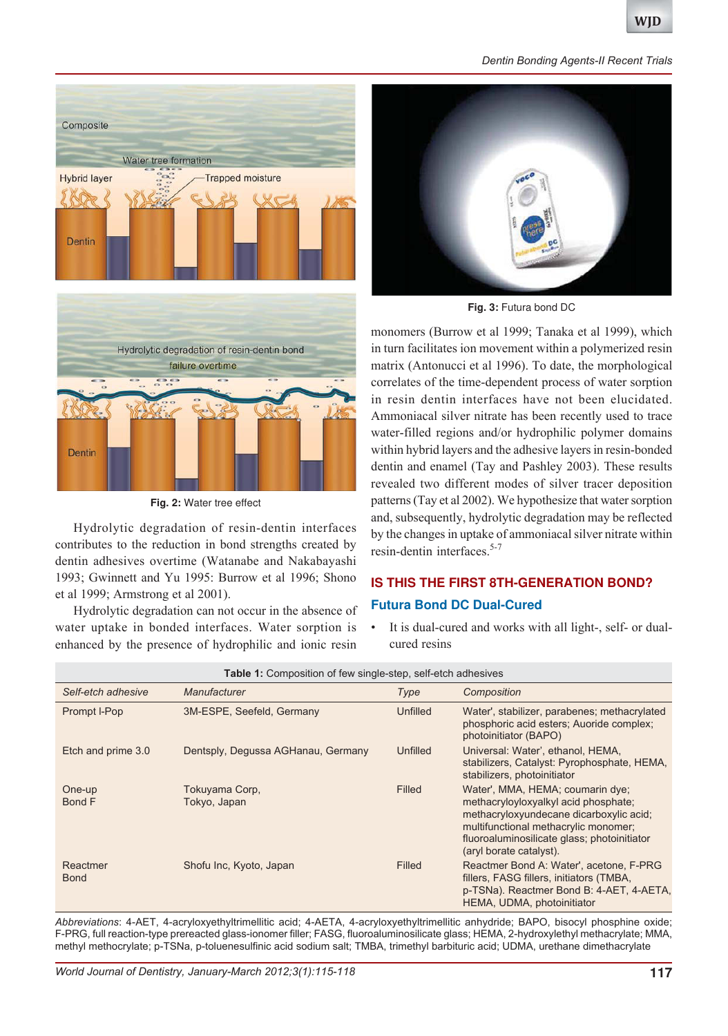Fig. 2: Water tree effect

Hydrolytic degradation of resin-dentin interfaces contributes to the reduction in bond strengths created by dentin adhesives overtime (Watanabe and Nakabayashi 1993; Gwinnett and Yu 1995: Burrow et al 1996; Shono et al 1999; Armstrong et al 2001).

Hydrolytic degradation can not occur in the absence of water uptake in bonded interfaces. Water sorption is enhanced by the presence of hydrophilic and ionic resin monomers (Burrow et al 1999; Tanaka et al 1999), which in turn facilitates ion movement within a polymerized resin matrix (Antonucci et al 1996). To date, the morphological correlates of the time-dependent process of water sorption in resin dentin interfaces have not been elucidated. Ammoniacal silver nitrate has been recently used to trace water-filled regions and/or hydrophilic polymer domains within hybrid layers and the adhesive layers in resin-bonded dentin and enamel (Tay and Pashley 2003). These results revealed two different modes of silver tracer deposition patterns (Tay et al 2002). We hypothesize that water sorption and, subsequently, hydrolytic degradation may be reflected by the changes in uptake of ammoniacal silver nitrate within resin-dentin interfaces.[5-7]

Fig. 3: Futura bond DC

## IS THIS THE FIRST 8TH-GENERATION BOND?

### Futura Bond DC Dual-Cured

- It is dual-cured and works with all light-, self- or dual-cured resins

**Table 1:** Composition of few single-step, self-etch adhesives

| *Self-etch adhesive* | *Manufacturer* | *Type* | *Composition* |
|---|---|---|---|
| Prompt l-Pop | 3M-ESPE, Seefeld, Germany | Unfilled | Water', stabilizer, parabenes; methacrylated phosphoric acid esters; Auoride complex; photoinitiator (BAPO) |
| Etch and prime 3.0 | Dentsply, Degussa AGHanau, Germany | Unfilled | Universal: Water', ethanol, HEMA, stabilizers, Catalyst: Pyrophosphate, HEMA, stabilizers, photoinitiator |
| One-up Bond F | Tokuyama Corp, Tokyo, Japan | Filled | Water', MMA, HEMA; coumarin dye; methacryloyloxyalkyl acid phosphate; methacryloxyundecane dicarboxylic acid; multifunctional methacrylic monomer; fluoroaluminosilicate glass; photoinitiator (aryl borate catalyst). |
| Reactmer Bond | Shofu Inc, Kyoto, Japan | Filled | Reactmer Bond A: Water', acetone, F-PRG fillers, FASG fillers, initiators (TMBA, p-TSNa). Reactmer Bond B: 4-AET, 4-AETA, HEMA, UDMA, photoinitiator |

*Abbreviations*: 4-AET, 4-acryloxyethyltrimellitic acid; 4-AETA, 4-acryloxyethyltrimellitic anhydride; BAPO, bisocyl phosphine oxide; F-PRG, full reaction-type prereacted glass-ionomer filler; FASG, fluoroaluminosilicate glass; HEMA, 2-hydroxylethyl methacrylate; MMA, methyl methocrylate; p-TSNa, p-toluenesulfinic acid sodium salt; TMBA, trimethyl barbituric acid; UDMA, urethane dimethacrylate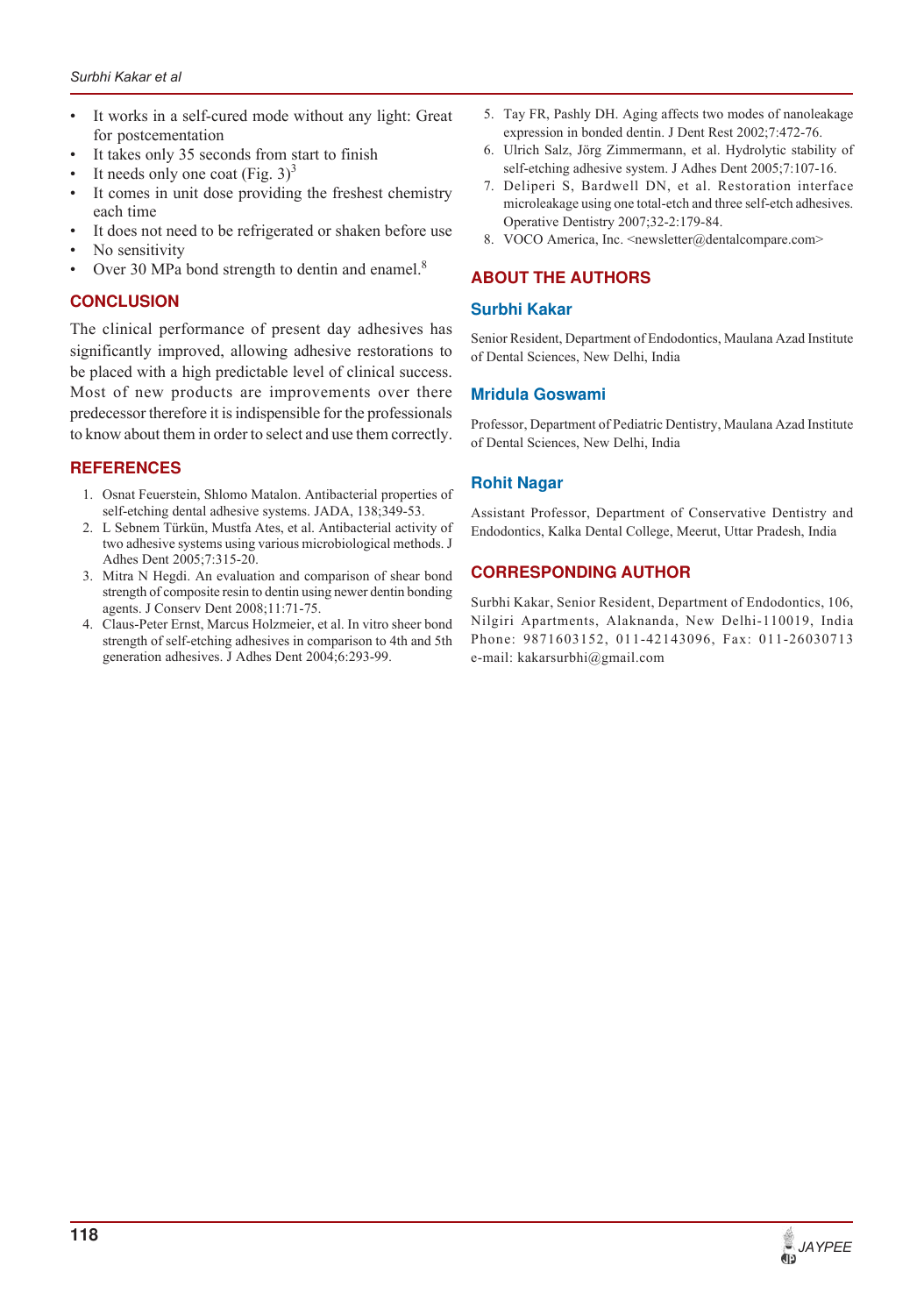- It works in a self-cured mode without any light: Great for postcementation
- It takes only 35 seconds from start to finish
- It needs only one coat (Fig. 3)[3]
- It comes in unit dose providing the freshest chemistry each time
- It does not need to be refrigerated or shaken before use
- No sensitivity
- Over 30 MPa bond strength to dentin and enamel.[8]

## CONCLUSION

The clinical performance of present day adhesives has significantly improved, allowing adhesive restorations to be placed with a high predictable level of clinical success. Most of new products are improvements over there predecessor therefore it is indispensible for the professionals to know about them in order to select and use them correctly.

## REFERENCES

1. Osnat Feuerstein, Shlomo Matalon. Antibacterial properties of self-etching dental adhesive systems. JADA, 138;349-53.
2. L Sebnem Türkün, Mustfa Ates, et al. Antibacterial activity of two adhesive systems using various microbiological methods. J Adhes Dent 2005;7:315-20.
3. Mitra N Hegdi. An evaluation and comparison of shear bond strength of composite resin to dentin using newer dentin bonding agents. J Conserv Dent 2008;11:71-75.
4. Claus-Peter Ernst, Marcus Holzmeier, et al. In vitro sheer bond strength of self-etching adhesives in comparison to 4th and 5th generation adhesives. J Adhes Dent 2004;6:293-99.
5. Tay FR, Pashly DH. Aging affects two modes of nanoleakage expression in bonded dentin. J Dent Rest 2002;7:472-76.
6. Ulrich Salz, Jörg Zimmermann, et al. Hydrolytic stability of self-etching adhesive system. J Adhes Dent 2005;7:107-16.
7. Deliperi S, Bardwell DN, et al. Restoration interface microleakage using one total-etch and three self-etch adhesives. Operative Dentistry 2007;32-2:179-84.
8. VOCO America, Inc. <newsletter@dentalcompare.com>

## ABOUT THE AUTHORS

### Surbhi Kakar

Senior Resident, Department of Endodontics, Maulana Azad Institute of Dental Sciences, New Delhi, India

### Mridula Goswami

Professor, Department of Pediatric Dentistry, Maulana Azad Institute of Dental Sciences, New Delhi, India

### Rohit Nagar

Assistant Professor, Department of Conservative Dentistry and Endodontics, Kalka Dental College, Meerut, Uttar Pradesh, India

## CORRESPONDING AUTHOR

Surbhi Kakar, Senior Resident, Department of Endodontics, 106, Nilgiri Apartments, Alaknanda, New Delhi-110019, India
Phone: 9871603152, 011-42143096, Fax: 011-26030713
e-mail: kakarsurbhi@gmail.com